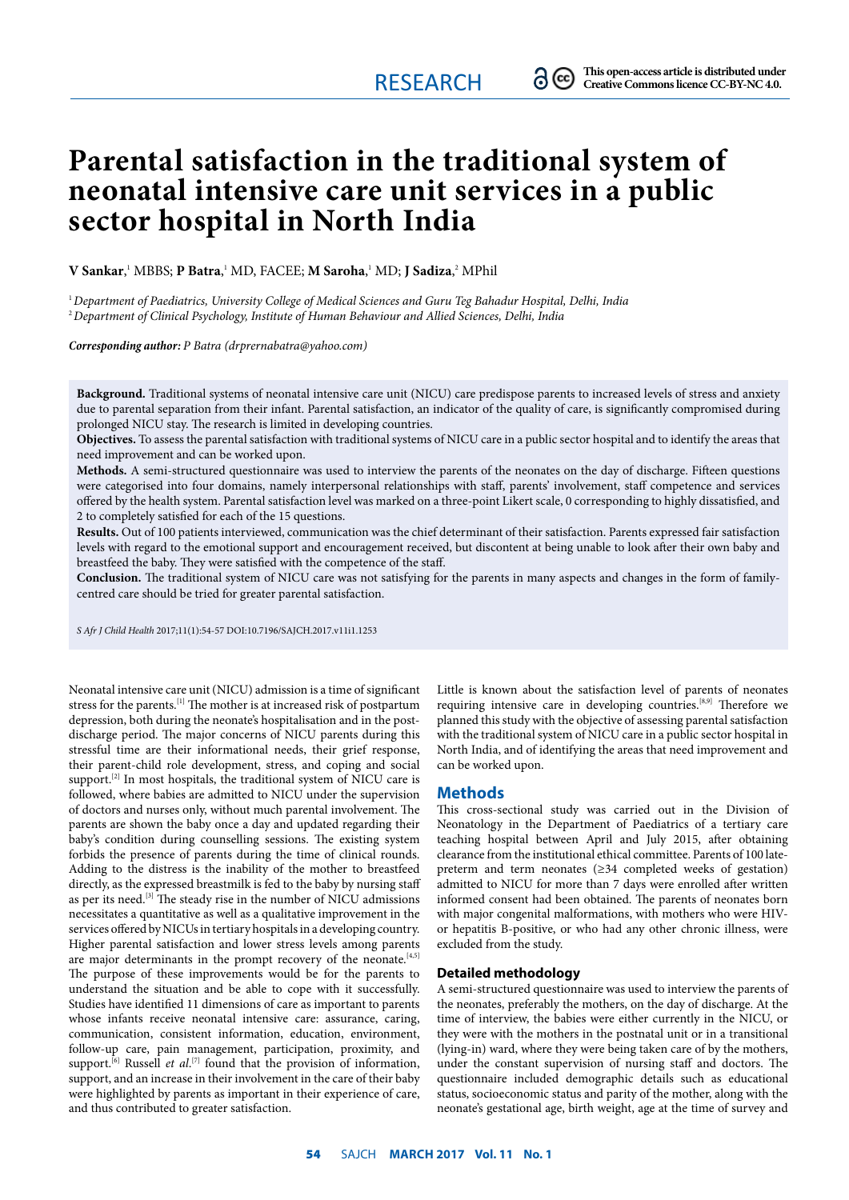# Parental satisfaction in the traditional system of neonatal intensive care unit services in a public sector hospital in North India

**V Sankar**,[1] MBBS; **P Batra**,[1] MD, FACEE; **M Saroha**,[1] MD; **J Sadiza**,[2] MPhil

[1] *Department of Paediatrics, University College of Medical Sciences and Guru Teg Bahadur Hospital, Delhi, India*
[2] *Department of Clinical Psychology, Institute of Human Behaviour and Allied Sciences, Delhi, India*

***Corresponding author:*** *P Batra (drprernabatra@yahoo.com)*

**Background.** Traditional systems of neonatal intensive care unit (NICU) care predispose parents to increased levels of stress and anxiety due to parental separation from their infant. Parental satisfaction, an indicator of the quality of care, is significantly compromised during prolonged NICU stay. The research is limited in developing countries.

**Objectives.** To assess the parental satisfaction with traditional systems of NICU care in a public sector hospital and to identify the areas that need improvement and can be worked upon.

**Methods.** A semi-structured questionnaire was used to interview the parents of the neonates on the day of discharge. Fifteen questions were categorised into four domains, namely interpersonal relationships with staff, parents' involvement, staff competence and services offered by the health system. Parental satisfaction level was marked on a three-point Likert scale, 0 corresponding to highly dissatisfied, and 2 to completely satisfied for each of the 15 questions.

**Results.** Out of 100 patients interviewed, communication was the chief determinant of their satisfaction. Parents expressed fair satisfaction levels with regard to the emotional support and encouragement received, but discontent at being unable to look after their own baby and breastfeed the baby. They were satisfied with the competence of the staff.

**Conclusion.** The traditional system of NICU care was not satisfying for the parents in many aspects and changes in the form of family-centred care should be tried for greater parental satisfaction.

*S Afr J Child Health* 2017;11(1):54-57 DOI:10.7196/SAJCH.2017.v11i1.1253

Neonatal intensive care unit (NICU) admission is a time of significant stress for the parents.[1] The mother is at increased risk of postpartum depression, both during the neonate's hospitalisation and in the post-discharge period. The major concerns of NICU parents during this stressful time are their informational needs, their grief response, their parent-child role development, stress, and coping and social support.[2] In most hospitals, the traditional system of NICU care is followed, where babies are admitted to NICU under the supervision of doctors and nurses only, without much parental involvement. The parents are shown the baby once a day and updated regarding their baby's condition during counselling sessions. The existing system forbids the presence of parents during the time of clinical rounds. Adding to the distress is the inability of the mother to breastfeed directly, as the expressed breastmilk is fed to the baby by nursing staff as per its need.[3] The steady rise in the number of NICU admissions necessitates a quantitative as well as a qualitative improvement in the services offered by NICUs in tertiary hospitals in a developing country. Higher parental satisfaction and lower stress levels among parents are major determinants in the prompt recovery of the neonate.[4,5] The purpose of these improvements would be for the parents to understand the situation and be able to cope with it successfully. Studies have identified 11 dimensions of care as important to parents whose infants receive neonatal intensive care: assurance, caring, communication, consistent information, education, environment, follow-up care, pain management, participation, proximity, and support.[6] Russell *et al*.[7] found that the provision of information, support, and an increase in their involvement in the care of their baby were highlighted by parents as important in their experience of care, and thus contributed to greater satisfaction.

Little is known about the satisfaction level of parents of neonates requiring intensive care in developing countries.[8,9] Therefore we planned this study with the objective of assessing parental satisfaction with the traditional system of NICU care in a public sector hospital in North India, and of identifying the areas that need improvement and can be worked upon.

## Methods

This cross-sectional study was carried out in the Division of Neonatology in the Department of Paediatrics of a tertiary care teaching hospital between April and July 2015, after obtaining clearance from the institutional ethical committee. Parents of 100 late-preterm and term neonates (≥34 completed weeks of gestation) admitted to NICU for more than 7 days were enrolled after written informed consent had been obtained. The parents of neonates born with major congenital malformations, with mothers who were HIV- or hepatitis B-positive, or who had any other chronic illness, were excluded from the study.

### Detailed methodology

A semi-structured questionnaire was used to interview the parents of the neonates, preferably the mothers, on the day of discharge. At the time of interview, the babies were either currently in the NICU, or they were with the mothers in the postnatal unit or in a transitional (lying-in) ward, where they were being taken care of by the mothers, under the constant supervision of nursing staff and doctors. The questionnaire included demographic details such as educational status, socioeconomic status and parity of the mother, along with the neonate's gestational age, birth weight, age at the time of survey and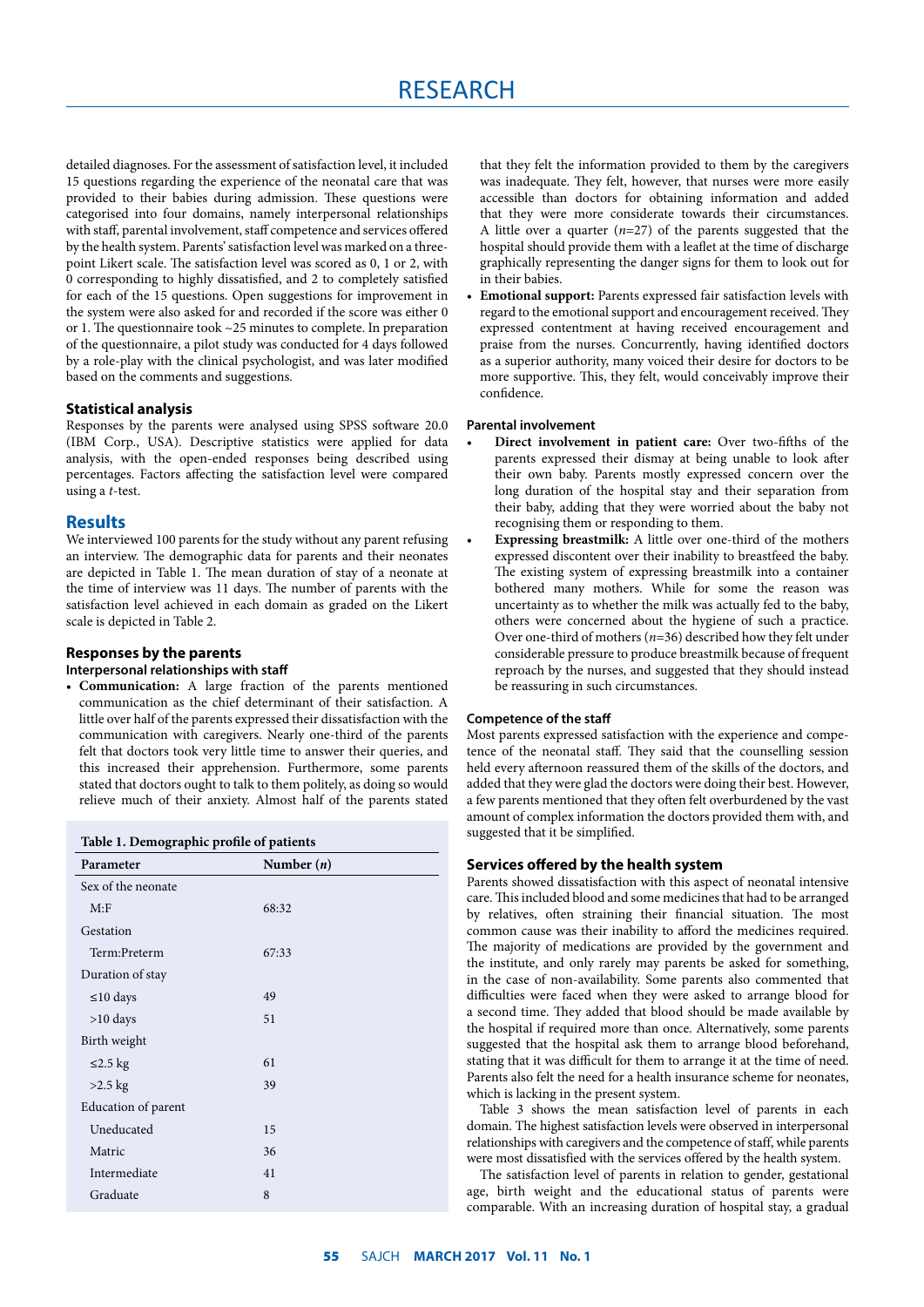detailed diagnoses. For the assessment of satisfaction level, it included 15 questions regarding the experience of the neonatal care that was provided to their babies during admission. These questions were categorised into four domains, namely interpersonal relationships with staff, parental involvement, staff competence and services offered by the health system. Parents' satisfaction level was marked on a three-point Likert scale. The satisfaction level was scored as 0, 1 or 2, with 0 corresponding to highly dissatisfied, and 2 to completely satisfied for each of the 15 questions. Open suggestions for improvement in the system were also asked for and recorded if the score was either 0 or 1. The questionnaire took ~25 minutes to complete. In preparation of the questionnaire, a pilot study was conducted for 4 days followed by a role-play with the clinical psychologist, and was later modified based on the comments and suggestions.

### Statistical analysis

Responses by the parents were analysed using SPSS software 20.0 (IBM Corp., USA). Descriptive statistics were applied for data analysis, with the open-ended responses being described using percentages. Factors affecting the satisfaction level were compared using a *t*-test.

## Results

We interviewed 100 parents for the study without any parent refusing an interview. The demographic data for parents and their neonates are depicted in Table 1. The mean duration of stay of a neonate at the time of interview was 11 days. The number of parents with the satisfaction level achieved in each domain as graded on the Likert scale is depicted in Table 2.

### Responses by the parents

#### Interpersonal relationships with staff

- **Communication:** A large fraction of the parents mentioned communication as the chief determinant of their satisfaction. A little over half of the parents expressed their dissatisfaction with the communication with caregivers. Nearly one-third of the parents felt that doctors took very little time to answer their queries, and this increased their apprehension. Furthermore, some parents stated that doctors ought to talk to them politely, as doing so would relieve much of their anxiety. Almost half of the parents stated that they felt the information provided to them by the caregivers was inadequate. They felt, however, that nurses were more easily accessible than doctors for obtaining information and added that they were more considerate towards their circumstances. A little over a quarter ($n$=27) of the parents suggested that the hospital should provide them with a leaflet at the time of discharge graphically representing the danger signs for them to look out for in their babies.
- **Emotional support:** Parents expressed fair satisfaction levels with regard to the emotional support and encouragement received. They expressed contentment at having received encouragement and praise from the nurses. Concurrently, having identified doctors as a superior authority, many voiced their desire for doctors to be more supportive. This, they felt, would conceivably improve their confidence.

**Table 1. Demographic profile of patients**

| Parameter | Number ($n$) |
|---|---|
| Sex of the neonate | |
| M:F | 68:32 |
| Gestation | |
| Term:Preterm | 67:33 |
| Duration of stay | |
| ≤10 days | 49 |
| >10 days | 51 |
| Birth weight | |
| ≤2.5 kg | 61 |
| >2.5 kg | 39 |
| Education of parent | |
| Uneducated | 15 |
| Matric | 36 |
| Intermediate | 41 |
| Graduate | 8 |

#### Parental involvement

- **Direct involvement in patient care:** Over two-fifths of the parents expressed their dismay at being unable to look after their own baby. Parents mostly expressed concern over the long duration of the hospital stay and their separation from their baby, adding that they were worried about the baby not recognising them or responding to them.
- **Expressing breastmilk:** A little over one-third of the mothers expressed discontent over their inability to breastfeed the baby. The existing system of expressing breastmilk into a container bothered many mothers. While for some the reason was uncertainty as to whether the milk was actually fed to the baby, others were concerned about the hygiene of such a practice. Over one-third of mothers ($n$=36) described how they felt under considerable pressure to produce breastmilk because of frequent reproach by the nurses, and suggested that they should instead be reassuring in such circumstances.

#### Competence of the staff

Most parents expressed satisfaction with the experience and competence of the neonatal staff. They said that the counselling session held every afternoon reassured them of the skills of the doctors, and added that they were glad the doctors were doing their best. However, a few parents mentioned that they often felt overburdened by the vast amount of complex information the doctors provided them with, and suggested that it be simplified.

### Services offered by the health system

Parents showed dissatisfaction with this aspect of neonatal intensive care. This included blood and some medicines that had to be arranged by relatives, often straining their financial situation. The most common cause was their inability to afford the medicines required. The majority of medications are provided by the government and the institute, and only rarely may parents be asked for something, in the case of non-availability. Some parents also commented that difficulties were faced when they were asked to arrange blood for a second time. They added that blood should be made available by the hospital if required more than once. Alternatively, some parents suggested that the hospital ask them to arrange blood beforehand, stating that it was difficult for them to arrange it at the time of need. Parents also felt the need for a health insurance scheme for neonates, which is lacking in the present system.

Table 3 shows the mean satisfaction level of parents in each domain. The highest satisfaction levels were observed in interpersonal relationships with caregivers and the competence of staff, while parents were most dissatisfied with the services offered by the health system.

The satisfaction level of parents in relation to gender, gestational age, birth weight and the educational status of parents were comparable. With an increasing duration of hospital stay, a gradual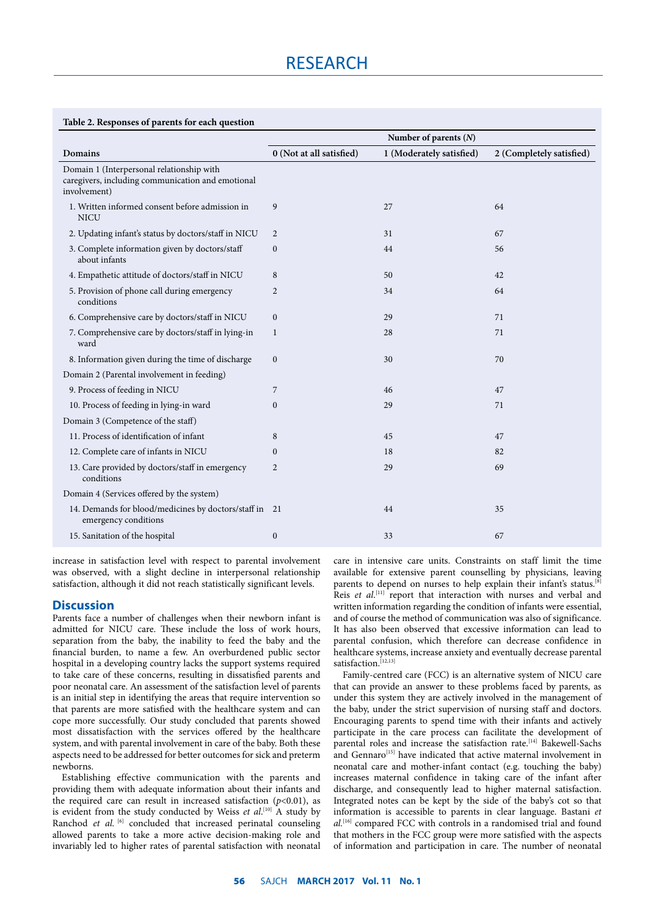**Table 2. Responses of parents for each question**

| Domains | Number of parents (*N*) | | |
|---|---|---|---|
| | 0 (Not at all satisfied) | 1 (Moderately satisfied) | 2 (Completely satisfied) |
| Domain 1 (Interpersonal relationship with caregivers, including communication and emotional involvement) | | | |
| 1. Written informed consent before admission in NICU | 9 | 27 | 64 |
| 2. Updating infant's status by doctors/staff in NICU | 2 | 31 | 67 |
| 3. Complete information given by doctors/staff about infants | 0 | 44 | 56 |
| 4. Empathetic attitude of doctors/staff in NICU | 8 | 50 | 42 |
| 5. Provision of phone call during emergency conditions | 2 | 34 | 64 |
| 6. Comprehensive care by doctors/staff in NICU | 0 | 29 | 71 |
| 7. Comprehensive care by doctors/staff in lying-in ward | 1 | 28 | 71 |
| 8. Information given during the time of discharge | 0 | 30 | 70 |
| Domain 2 (Parental involvement in feeding) | | | |
| 9. Process of feeding in NICU | 7 | 46 | 47 |
| 10. Process of feeding in lying-in ward | 0 | 29 | 71 |
| Domain 3 (Competence of the staff) | | | |
| 11. Process of identification of infant | 8 | 45 | 47 |
| 12. Complete care of infants in NICU | 0 | 18 | 82 |
| 13. Care provided by doctors/staff in emergency conditions | 2 | 29 | 69 |
| Domain 4 (Services offered by the system) | | | |
| 14. Demands for blood/medicines by doctors/staff in emergency conditions | 21 | 44 | 35 |
| 15. Sanitation of the hospital | 0 | 33 | 67 |

increase in satisfaction level with respect to parental involvement was observed, with a slight decline in interpersonal relationship satisfaction, although it did not reach statistically significant levels.

## Discussion

Parents face a number of challenges when their newborn infant is admitted for NICU care. These include the loss of work hours, separation from the baby, the inability to feed the baby and the financial burden, to name a few. An overburdened public sector hospital in a developing country lacks the support systems required to take care of these concerns, resulting in dissatisfied parents and poor neonatal care. An assessment of the satisfaction level of parents is an initial step in identifying the areas that require intervention so that parents are more satisfied with the healthcare system and can cope more successfully. Our study concluded that parents showed most dissatisfaction with the services offered by the healthcare system, and with parental involvement in care of the baby. Both these aspects need to be addressed for better outcomes for sick and preterm newborns.

Establishing effective communication with the parents and providing them with adequate information about their infants and the required care can result in increased satisfaction ($p<0.01$), as is evident from the study conducted by Weiss *et al.*[10] A study by Ranchod *et al.* [6] concluded that increased perinatal counseling allowed parents to take a more active decision-making role and invariably led to higher rates of parental satisfaction with neonatal care in intensive care units. Constraints on staff limit the time available for extensive parent counselling by physicians, leaving parents to depend on nurses to help explain their infant's status.[8] Reis *et al.*[11] report that interaction with nurses and verbal and written information regarding the condition of infants were essential, and of course the method of communication was also of significance. It has also been observed that excessive information can lead to parental confusion, which therefore can decrease confidence in healthcare systems, increase anxiety and eventually decrease parental satisfaction.[12,13]

Family-centred care (FCC) is an alternative system of NICU care that can provide an answer to these problems faced by parents, as under this system they are actively involved in the management of the baby, under the strict supervision of nursing staff and doctors. Encouraging parents to spend time with their infants and actively participate in the care process can facilitate the development of parental roles and increase the satisfaction rate.[14] Bakewell-Sachs and Gennaro[15] have indicated that active maternal involvement in neonatal care and mother-infant contact (e.g. touching the baby) increases maternal confidence in taking care of the infant after discharge, and consequently lead to higher maternal satisfaction. Integrated notes can be kept by the side of the baby's cot so that information is accessible to parents in clear language. Bastani *et al.*[16] compared FCC with controls in a randomised trial and found that mothers in the FCC group were more satisfied with the aspects of information and participation in care. The number of neonatal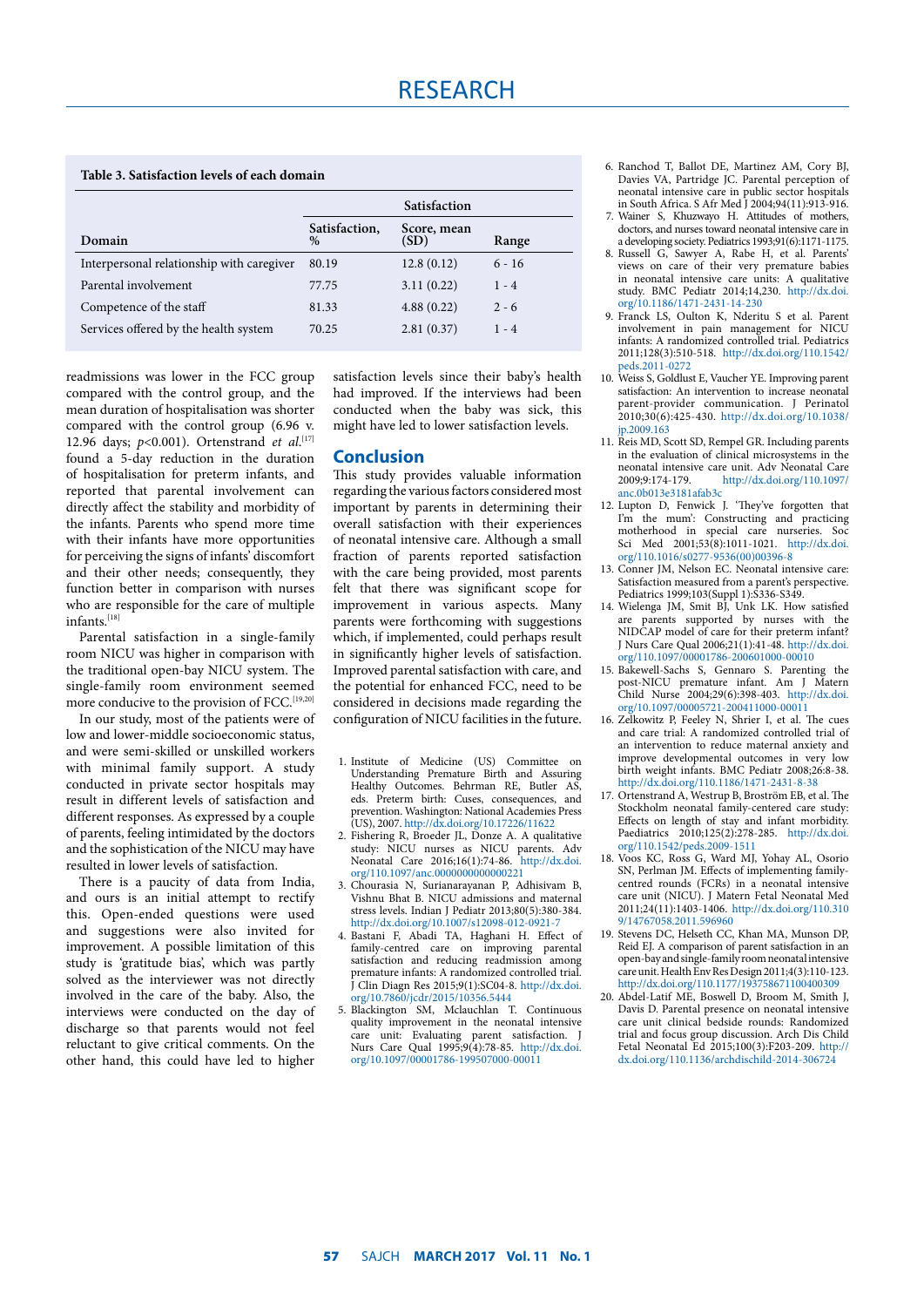**Table 3. Satisfaction levels of each domain**

| | Satisfaction | | |
|---|---|---|---|
| Domain | Satisfaction, % | Score, mean (SD) | Range |
| Interpersonal relationship with caregiver | 80.19 | 12.8 (0.12) | 6 - 16 |
| Parental involvement | 77.75 | 3.11 (0.22) | 1 - 4 |
| Competence of the staff | 81.33 | 4.88 (0.22) | 2 - 6 |
| Services offered by the health system | 70.25 | 2.81 (0.37) | 1 - 4 |

readmissions was lower in the FCC group compared with the control group, and the mean duration of hospitalisation was shorter compared with the control group (6.96 v. 12.96 days; $p<0.001$). Ortenstrand *et al.*[17] found a 5-day reduction in the duration of hospitalisation for preterm infants, and reported that parental involvement can directly affect the stability and morbidity of the infants. Parents who spend more time with their infants have more opportunities for perceiving the signs of infants' discomfort and their other needs; consequently, they function better in comparison with nurses who are responsible for the care of multiple infants.[18]

Parental satisfaction in a single-family room NICU was higher in comparison with the traditional open-bay NICU system. The single-family room environment seemed more conducive to the provision of FCC.[19,20]

In our study, most of the patients were of low and lower-middle socioeconomic status, and were semi-skilled or unskilled workers with minimal family support. A study conducted in private sector hospitals may result in different levels of satisfaction and different responses. As expressed by a couple of parents, feeling intimidated by the doctors and the sophistication of the NICU may have resulted in lower levels of satisfaction.

There is a paucity of data from India, and ours is an initial attempt to rectify this. Open-ended questions were used and suggestions were also invited for improvement. A possible limitation of this study is 'gratitude bias', which was partly solved as the interviewer was not directly involved in the care of the baby. Also, the interviews were conducted on the day of discharge so that parents would not feel reluctant to give critical comments. On the other hand, this could have led to higher satisfaction levels since their baby's health had improved. If the interviews had been conducted when the baby was sick, this might have led to lower satisfaction levels.

## Conclusion

This study provides valuable information regarding the various factors considered most important by parents in determining their overall satisfaction with their experiences of neonatal intensive care. Although a small fraction of parents reported satisfaction with the care being provided, most parents felt that there was significant scope for improvement in various aspects. Many parents were forthcoming with suggestions which, if implemented, could perhaps result in significantly higher levels of satisfaction. Improved parental satisfaction with care, and the potential for enhanced FCC, need to be considered in decisions made regarding the configuration of NICU facilities in the future.

1. Institute of Medicine (US) Committee on Understanding Premature Birth and Assuring Healthy Outcomes. Behrman RE, Butler AS, eds. Preterm birth: Cuses, consequences, and prevention. Washington: National Academies Press (US), 2007. http://dx.doi.org/10.17226/11622
2. Fishering R, Broeder JL, Donze A. A qualitative study: NICU nurses as NICU parents. Adv Neonatal Care 2016;16(1):74-86. http://dx.doi.org/110.1097/anc.0000000000000221
3. Chourasia N, Surianarayanan P, Adhisivam B, Vishnu Bhat B. NICU admissions and maternal stress levels. Indian J Pediatr 2013;80(5):380-384. http://dx.doi.org/10.1007/s12098-012-0921-7
4. Bastani F, Abadi TA, Haghani H. Effect of family-centred care on improving parental satisfaction and reducing readmission among premature infants: A randomized controlled trial. J Clin Diagn Res 2015;9(1):SC04-8. http://dx.doi.org/10.7860/jcdr/2015/10356.5444
5. Blackington SM, Mclauchlan T. Continuous quality improvement in the neonatal intensive care unit: Evaluating parent satisfaction. J Nurs Care Qual 1995;9(4):78-85. http://dx.doi.org/10.1097/00001786-199507000-00011
6. Ranchod T, Ballot DE, Martinez AM, Cory BJ, Davies VA, Partridge JC. Parental perception of neonatal intensive care in public sector hospitals in South Africa. S Afr Med J 2004;94(11):913-916.
7. Wainer S, Khuzwayo H. Attitudes of mothers, doctors, and nurses toward neonatal intensive care in a developing society. Pediatrics 1993;91(6):1171-1175.
8. Russell G, Sawyer A, Rabe H, et al. Parents' views on care of their very premature babies in neonatal intensive care units: A qualitative study. BMC Pediatr 2014;14,230. http://dx.doi.org/10.1186/1471-2431-14-230
9. Franck LS, Oulton K, Nderitu S et al. Parent involvement in pain management for NICU infants: A randomized controlled trial. Pediatrics 2011;128(3):510-518. http://dx.doi.org/110.1542/peds.2011-0272
10. Weiss S, Goldlust E, Vaucher YE. Improving parent satisfaction: An intervention to increase neonatal parent-provider communication. J Perinatol 2010;30(6):425-430. http://dx.doi.org/10.1038/jp.2009.163
11. Reis MD, Scott SD, Rempel GR. Including parents in the evaluation of clinical microsystems in the neonatal intensive care unit. Adv Neonatal Care 2009;9:174-179. http://dx.doi.org/110.1097/anc.0b013e3181afab3c
12. Lupton D, Fenwick J. 'They've forgotten that I'm the mum': Constructing and practicing motherhood in special care nurseries. Soc Sci Med 2001;53(8):1011-1021. http://dx.doi.org/110.1016/s0277-9536(00)00396-8
13. Conner JM, Nelson EC. Neonatal intensive care: Satisfaction measured from a parent's perspective. Pediatrics 1999;103(Suppl 1):S336-S349.
14. Wielenga JM, Smit BJ, Unk LK. How satisfied are parents supported by nurses with the NIDCAP model of care for their preterm infant? J Nurs Care Qual 2006;21(1):41-48. http://dx.doi.org/110.1097/00001786-200601000-00010
15. Bakewell-Sachs S, Gennaro S. Parenting the post-NICU premature infant. Am J Matern Child Nurse 2004;29(6):398-403. http://dx.doi.org/10.1097/00005721-200411000-00011
16. Zelkowitz P, Feeley N, Shrier I, et al. The cues and care trial: A randomized controlled trial of an intervention to reduce maternal anxiety and improve developmental outcomes in very low birth weight infants. BMC Pediatr 2008;26:8-38. http://dx.doi.org/110.1186/1471-2431-8-38
17. Ortenstrand A, Westrup B, Broström EB, et al. The Stockholm neonatal family-centered care study: Effects on length of stay and infant morbidity. Paediatrics 2010;125(2):278-285. http://dx.doi.org/110.1542/peds.2009-1511
18. Voos KC, Ross G, Ward MJ, Yohay AL, Osorio SN, Perlman JM. Effects of implementing family-centred rounds (FCRs) in a neonatal intensive care unit (NICU). J Matern Fetal Neonatal Med 2011;24(11):1403-1406. http://dx.doi.org/110.3109/14767058.2011.596960
19. Stevens DC, Helseth CC, Khan MA, Munson DP, Reid EJ. A comparison of parent satisfaction in an open-bay and single-family room neonatal intensive care unit. Health Env Res Design 2011;4(3):110-123. http://dx.doi.org/110.1177/193758671100400309
20. Abdel-Latif ME, Boswell D, Broom M, Smith J, Davis D. Parental presence on neonatal intensive care unit clinical bedside rounds: Randomized trial and focus group discussion. Arch Dis Child Fetal Neonatal Ed 2015;100(3):F203-209. http://dx.doi.org/110.1136/archdischild-2014-306724